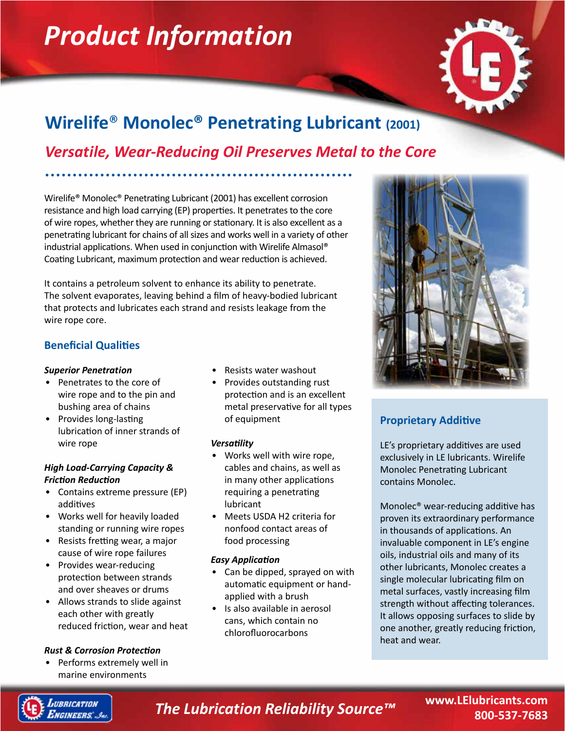# Product Information

## Wirelife® Monolec® Penetrating Lubricant (2001)

### *Versatile, Wear-Reducing Oil Preserves Metal to the Core*

Wirelife® Monolec® Penetrating Lubricant (2001) has excellent corrosion resistance and high load carrying (EP) properties. It penetrates to the core of wire ropes, whether they are running or stationary. It is also excellent as a penetrating lubricant for chains of all sizes and works well in a variety of other industrial applications. When used in conjunction with Wirelife Almasol® Coating Lubricant, maximum protection and wear reduction is achieved.

It contains a petroleum solvent to enhance its ability to penetrate. The solvent evaporates, leaving behind a film of heavy-bodied lubricant that protects and lubricates each strand and resists leakage from the wire rope core.

### Beneficial Qualities

***Superior Penetration***

- Penetrates to the core of wire rope and to the pin and bushing area of chains
- Provides long-lasting lubrication of inner strands of wire rope

***High Load-Carrying Capacity & Friction Reduction***

- Contains extreme pressure (EP) additives
- Works well for heavily loaded standing or running wire ropes
- Resists fretting wear, a major cause of wire rope failures
- Provides wear-reducing protection between strands and over sheaves or drums
- Allows strands to slide against each other with greatly reduced friction, wear and heat

***Rust & Corrosion Protection***

- Performs extremely well in marine environments
- Resists water washout
- Provides outstanding rust protection and is an excellent metal preservative for all types of equipment

***Versatility***

- Works well with wire rope, cables and chains, as well as in many other applications requiring a penetrating lubricant
- Meets USDA H2 criteria for nonfood contact areas of food processing

***Easy Application***

- Can be dipped, sprayed on with automatic equipment or hand-applied with a brush
- Is also available in aerosol cans, which contain no chlorofluorocarbons

### Proprietary Additive

LE's proprietary additives are used exclusively in LE lubricants. Wirelife Monolec Penetrating Lubricant contains Monolec.

Monolec® wear-reducing additive has proven its extraordinary performance in thousands of applications. An invaluable component in LE's engine oils, industrial oils and many of its other lubricants, Monolec creates a single molecular lubricating film on metal surfaces, vastly increasing film strength without affecting tolerances. It allows opposing surfaces to slide by one another, greatly reducing friction, heat and wear.

*The Lubrication Reliability Source™*

www.LElubricants.com
800-537-7683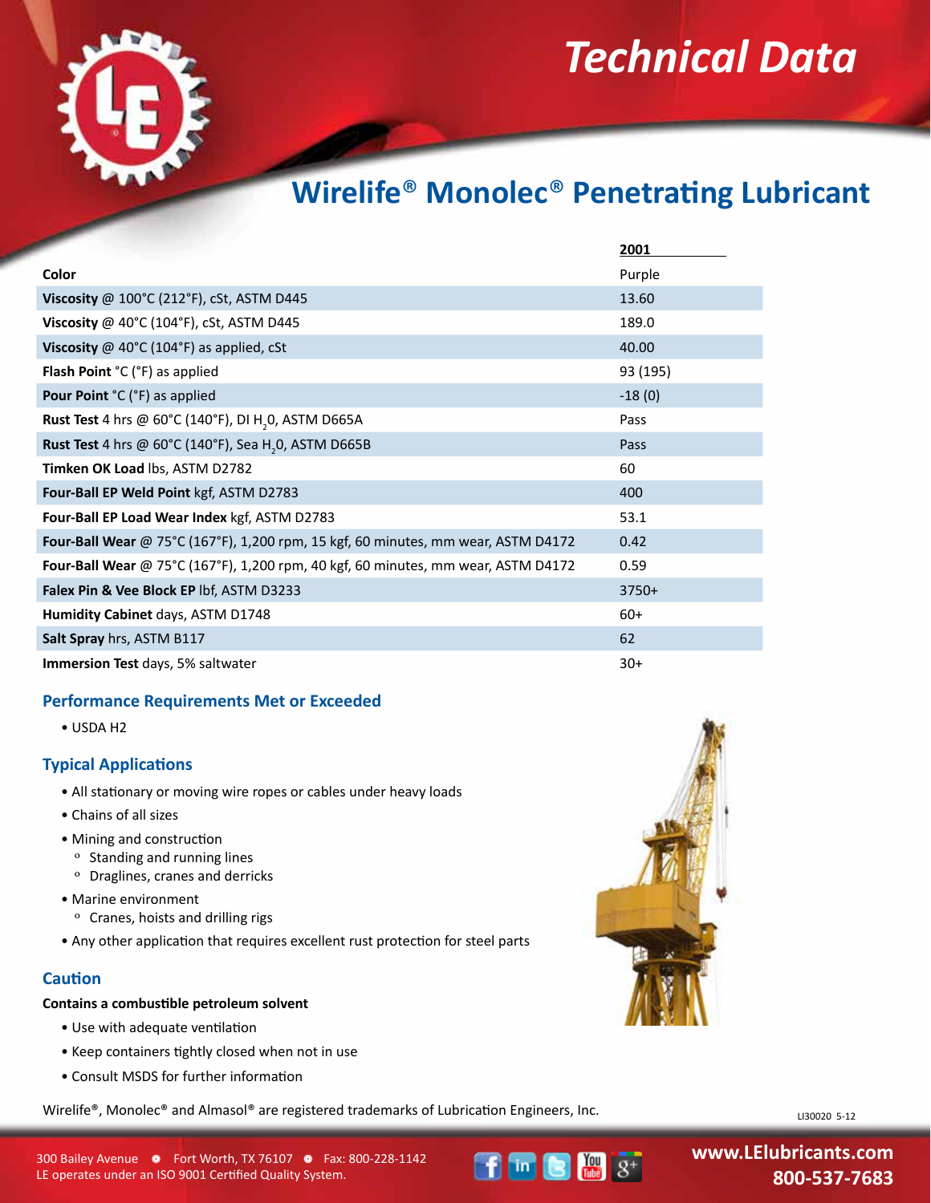# Technical Data

## Wirelife® Monolec® Penetrating Lubricant

| | 2001 |
|---|---|
| **Color** | Purple |
| **Viscosity** @ 100°C (212°F), cSt, ASTM D445 | 13.60 |
| **Viscosity** @ 40°C (104°F), cSt, ASTM D445 | 189.0 |
| **Viscosity** @ 40°C (104°F) as applied, cSt | 40.00 |
| **Flash Point** °C (°F) as applied | 93 (195) |
| **Pour Point** °C (°F) as applied | -18 (0) |
| **Rust Test** 4 hrs @ 60°C (140°F), DI $H_20$, ASTM D665A | Pass |
| **Rust Test** 4 hrs @ 60°C (140°F), Sea $H_20$, ASTM D665B | Pass |
| **Timken OK Load** lbs, ASTM D2782 | 60 |
| **Four-Ball EP Weld Point** kgf, ASTM D2783 | 400 |
| **Four-Ball EP Load Wear Index** kgf, ASTM D2783 | 53.1 |
| **Four-Ball Wear** @ 75°C (167°F), 1,200 rpm, 15 kgf, 60 minutes, mm wear, ASTM D4172 | 0.42 |
| **Four-Ball Wear** @ 75°C (167°F), 1,200 rpm, 40 kgf, 60 minutes, mm wear, ASTM D4172 | 0.59 |
| **Falex Pin & Vee Block EP** lbf, ASTM D3233 | 3750+ |
| **Humidity Cabinet** days, ASTM D1748 | 60+ |
| **Salt Spray** hrs, ASTM B117 | 62 |
| **Immersion Test** days, 5% saltwater | 30+ |

### Performance Requirements Met or Exceeded

- USDA H2

### Typical Applications

- All stationary or moving wire ropes or cables under heavy loads
- Chains of all sizes
- Mining and construction
  - Standing and running lines
  - Draglines, cranes and derricks
- Marine environment
  - Cranes, hoists and drilling rigs
- Any other application that requires excellent rust protection for steel parts

### Caution

**Contains a combustible petroleum solvent**

- Use with adequate ventilation
- Keep containers tightly closed when not in use
- Consult MSDS for further information

Wirelife®, Monolec® and Almasol® are registered trademarks of Lubrication Engineers, Inc.

LI30020 5-12

300 Bailey Avenue • Fort Worth, TX 76107 • Fax: 800-228-1142
LE operates under an ISO 9001 Certified Quality System.

www.LElubricants.com
800-537-7683